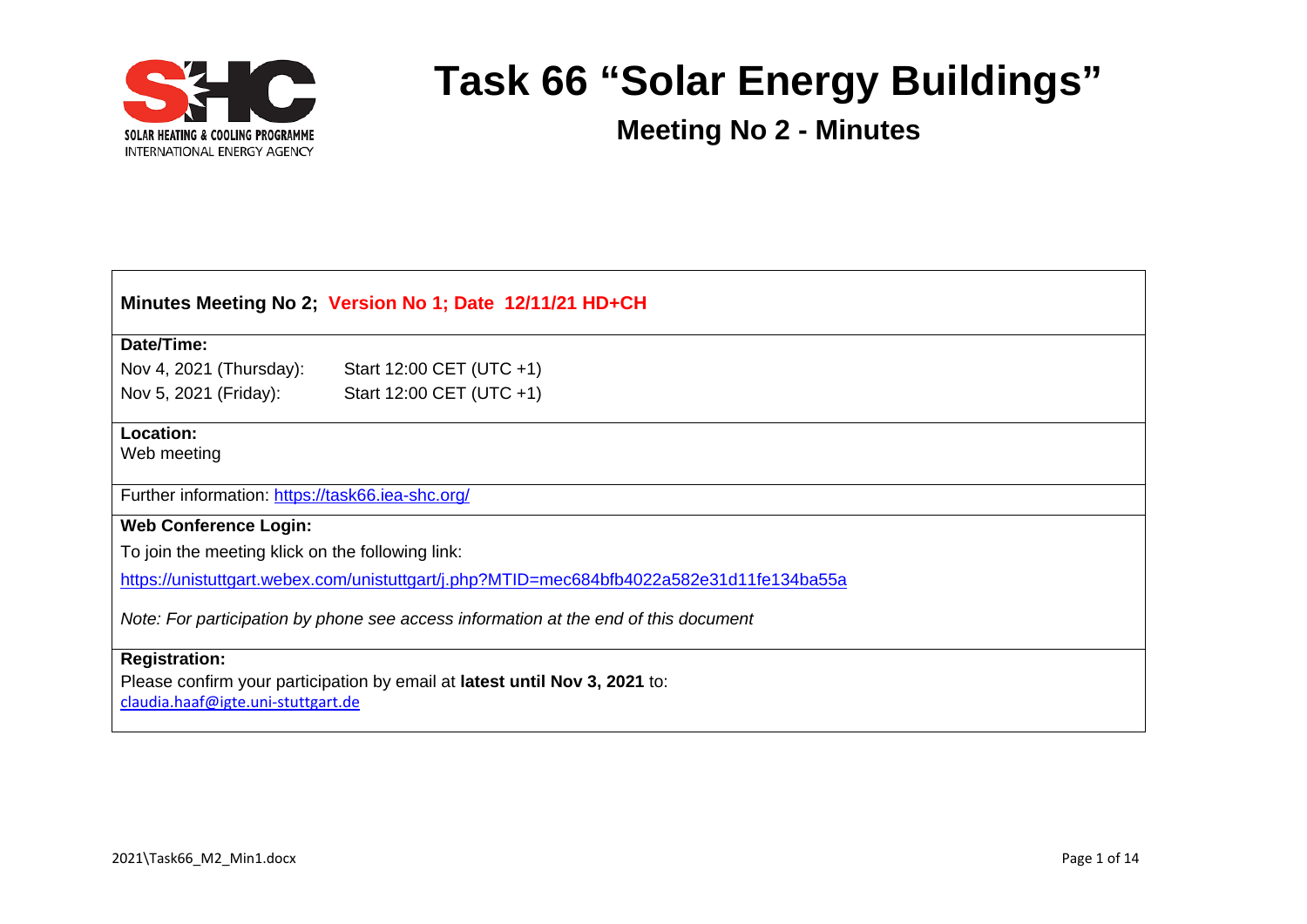SOLAR HEATING & COOLING PROGRAMME
INTERNATIONAL ENERGY AGENCY

# Task 66 "Solar Energy Buildings"

## Meeting No 2 - Minutes

**Minutes Meeting No 2; Version No 1; Date 12/11/21 HD+CH**

**Date/Time:**

Nov 4, 2021 (Thursday): Start 12:00 CET (UTC +1)

Nov 5, 2021 (Friday): Start 12:00 CET (UTC +1)

**Location:**

Web meeting

Further information: https://task66.iea-shc.org/

**Web Conference Login:**

To join the meeting klick on the following link:

https://unistuttgart.webex.com/unistuttgart/j.php?MTID=mec684bfb4022a582e31d11fe134ba55a

*Note: For participation by phone see access information at the end of this document*

**Registration:**

Please confirm your participation by email at **latest until Nov 3, 2021** to:

claudia.haaf@igte.uni-stuttgart.de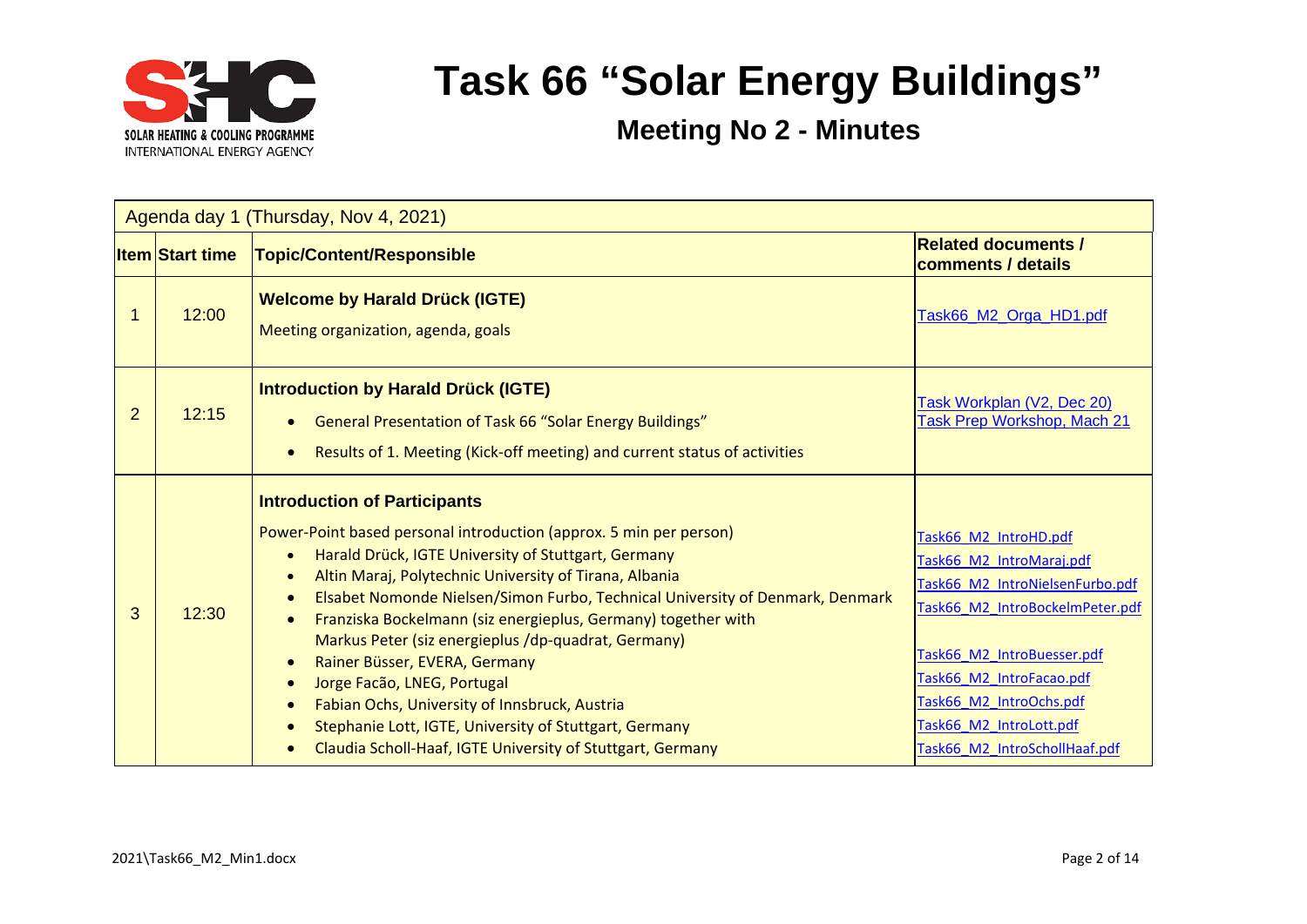# Task 66 "Solar Energy Buildings"

## Meeting No 2 - Minutes

| Agenda day 1 (Thursday, Nov 4, 2021) | | | |
|---|---|---|---|
| **Item** | **Start time** | **Topic/Content/Responsible** | **Related documents / comments / details** |
| 1 | 12:00 | **Welcome by Harald Drück (IGTE)**<br>Meeting organization, agenda, goals | Task66_M2_Orga_HD1.pdf |
| 2 | 12:15 | **Introduction by Harald Drück (IGTE)**<br>• General Presentation of Task 66 "Solar Energy Buildings"<br>• Results of 1. Meeting (Kick-off meeting) and current status of activities | Task Workplan (V2, Dec 20)<br>Task Prep Workshop, Mach 21 |
| 3 | 12:30 | **Introduction of Participants**<br>Power-Point based personal introduction (approx. 5 min per person)<br>• Harald Drück, IGTE University of Stuttgart, Germany<br>• Altin Maraj, Polytechnic University of Tirana, Albania<br>• Elsabet Nomonde Nielsen/Simon Furbo, Technical University of Denmark, Denmark<br>• Franziska Bockelmann (siz energieplus, Germany) together with Markus Peter (siz energieplus /dp-quadrat, Germany)<br>• Rainer Büsser, EVERA, Germany<br>• Jorge Facão, LNEG, Portugal<br>• Fabian Ochs, University of Innsbruck, Austria<br>• Stephanie Lott, IGTE, University of Stuttgart, Germany<br>• Claudia Scholl-Haaf, IGTE University of Stuttgart, Germany | Task66_M2_IntroHD.pdf<br>Task66_M2_IntroMaraj.pdf<br>Task66_M2_IntroNielsenFurbo.pdf<br>Task66_M2_IntroBockelmPeter.pdf<br>Task66_M2_IntroBuesser.pdf<br>Task66_M2_IntroFacao.pdf<br>Task66_M2_IntroOchs.pdf<br>Task66_M2_IntroLott.pdf<br>Task66_M2_IntroSchollHaaf.pdf |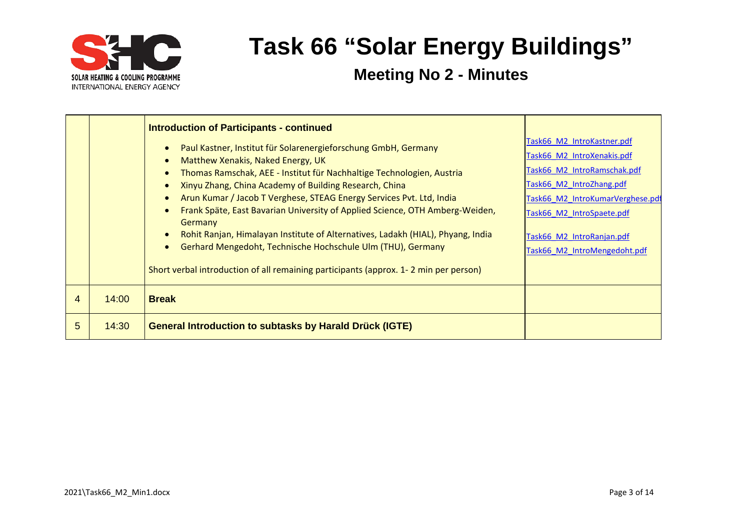# Task 66 "Solar Energy Buildings"

## Meeting No 2 - Minutes

| | | | |
|---|---|---|---|
| | | **Introduction of Participants - continued**<br><br>• Paul Kastner, Institut für Solarenergieforschung GmbH, Germany<br>• Matthew Xenakis, Naked Energy, UK<br>• Thomas Ramschak, AEE - Institut für Nachhaltige Technologien, Austria<br>• Xinyu Zhang, China Academy of Building Research, China<br>• Arun Kumar / Jacob T Verghese, STEAG Energy Services Pvt. Ltd, India<br>• Frank Späte, East Bavarian University of Applied Science, OTH Amberg-Weiden, Germany<br>• Rohit Ranjan, Himalayan Institute of Alternatives, Ladakh (HIAL), Phyang, India<br>• Gerhard Mengedoht, Technische Hochschule Ulm (THU), Germany<br><br>Short verbal introduction of all remaining participants (approx. 1- 2 min per person) | Task66_M2_IntroKastner.pdf<br>Task66_M2_IntroXenakis.pdf<br>Task66_M2_IntroRamschak.pdf<br>Task66_M2_IntroZhang.pdf<br>Task66_M2_IntroKumarVerghese.pdf<br>Task66_M2_IntroSpaete.pdf<br>Task66_M2_IntroRanjan.pdf<br>Task66_M2_IntroMengedoht.pdf |
| 4 | 14:00 | **Break** | |
| 5 | 14:30 | **General Introduction to subtasks by Harald Drück (IGTE)** | |

2021\Task66_M2_Min1.docx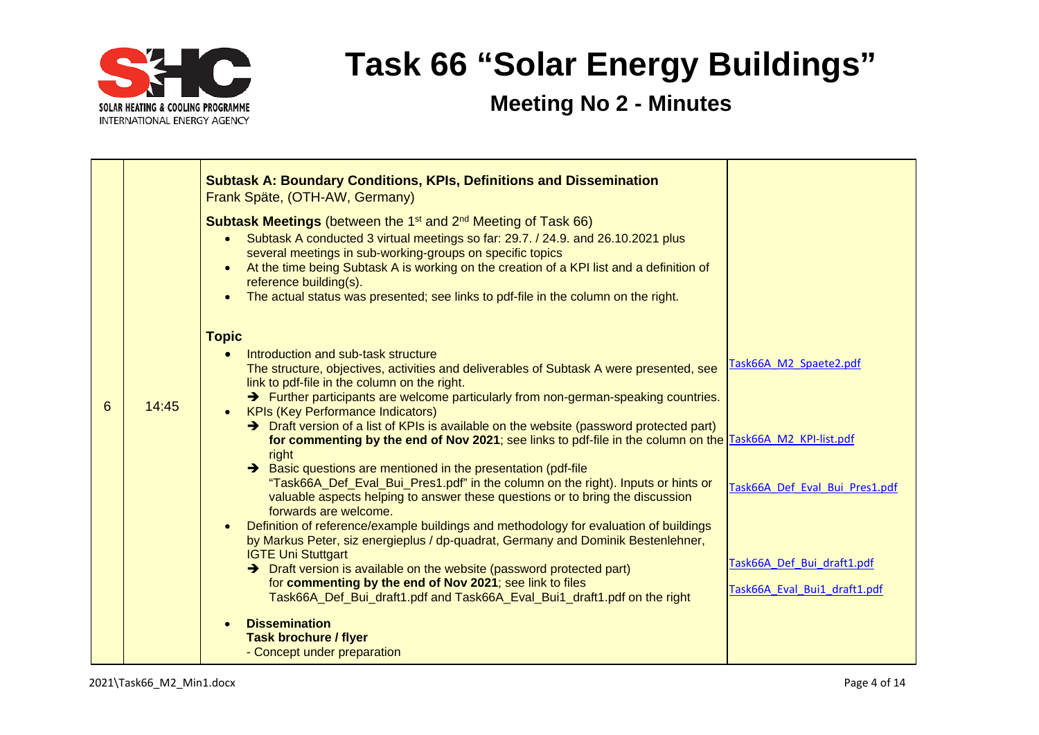# Task 66 "Solar Energy Buildings"

## Meeting No 2 - Minutes

| | | | |
|---|---|---|---|
| 6 | 14:45 | **Subtask A: Boundary Conditions, KPIs, Definitions and Dissemination**<br>Frank Späte, (OTH-AW, Germany)<br><br>**Subtask Meetings** (between the 1st and 2nd Meeting of Task 66)<br>• Subtask A conducted 3 virtual meetings so far: 29.7. / 24.9. and 26.10.2021 plus several meetings in sub-working-groups on specific topics<br>• At the time being Subtask A is working on the creation of a KPI list and a definition of reference building(s).<br>• The actual status was presented; see links to pdf-file in the column on the right.<br><br>**Topic**<br>• Introduction and sub-task structure<br>The structure, objectives, activities and deliverables of Subtask A were presented, see link to pdf-file in the column on the right.<br>➔ Further participants are welcome particularly from non-german-speaking countries.<br>• KPIs (Key Performance Indicators)<br>➔ Draft version of a list of KPIs is available on the website (password protected part) **for commenting by the end of Nov 2021**; see links to pdf-file in the column on the right<br>➔ Basic questions are mentioned in the presentation (pdf-file "Task66A_Def_Eval_Bui_Pres1.pdf" in the column on the right). Inputs or hints or valuable aspects helping to answer these questions or to bring the discussion forwards are welcome.<br>• Definition of reference/example buildings and methodology for evaluation of buildings by Markus Peter, siz energieplus / dp-quadrat, Germany and Dominik Bestenlehner, IGTE Uni Stuttgart<br>➔ Draft version is available on the website (password protected part) for **commenting by the end of Nov 2021**; see link to files Task66A_Def_Bui_draft1.pdf and Task66A_Eval_Bui1_draft1.pdf on the right<br><br>• **Dissemination**<br>**Task brochure / flyer**<br>- Concept under preparation | Task66A_M2_Spaete2.pdf<br><br>Task66A_M2_KPI-list.pdf<br><br>Task66A_Def_Eval_Bui_Pres1.pdf<br><br>Task66A_Def_Bui_draft1.pdf<br><br>Task66A_Eval_Bui1_draft1.pdf |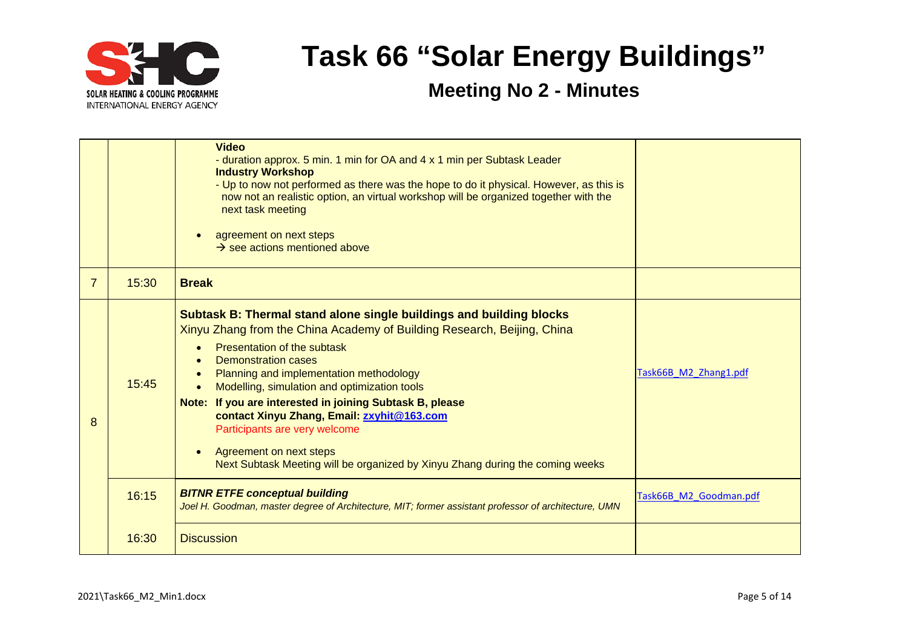# Task 66 "Solar Energy Buildings"

## Meeting No 2 - Minutes

| | | | |
|---|---|---|---|
| | | **Video**<br>- duration approx. 5 min. 1 min for OA and 4 x 1 min per Subtask Leader<br>**Industry Workshop**<br>- Up to now not performed as there was the hope to do it physical. However, as this is now not an realistic option, an virtual workshop will be organized together with the next task meeting<br>• agreement on next steps<br>→ see actions mentioned above | |
| 7 | 15:30 | **Break** | |
| 8 | 15:45 | **Subtask B: Thermal stand alone single buildings and building blocks**<br>Xinyu Zhang from the China Academy of Building Research, Beijing, China<br>• Presentation of the subtask<br>• Demonstration cases<br>• Planning and implementation methodology<br>• Modelling, simulation and optimization tools<br>**Note: If you are interested in joining Subtask B, please contact Xinyu Zhang, Email: zxyhit@163.com**<br>Participants are very welcome<br>• Agreement on next steps<br>Next Subtask Meeting will be organized by Xinyu Zhang during the coming weeks | Task66B_M2_Zhang1.pdf |
| | 16:15 | ***BITNR ETFE conceptual building***<br>*Joel H. Goodman, master degree of Architecture, MIT; former assistant professor of architecture, UMN* | Task66B_M2_Goodman.pdf |
| | 16:30 | Discussion | |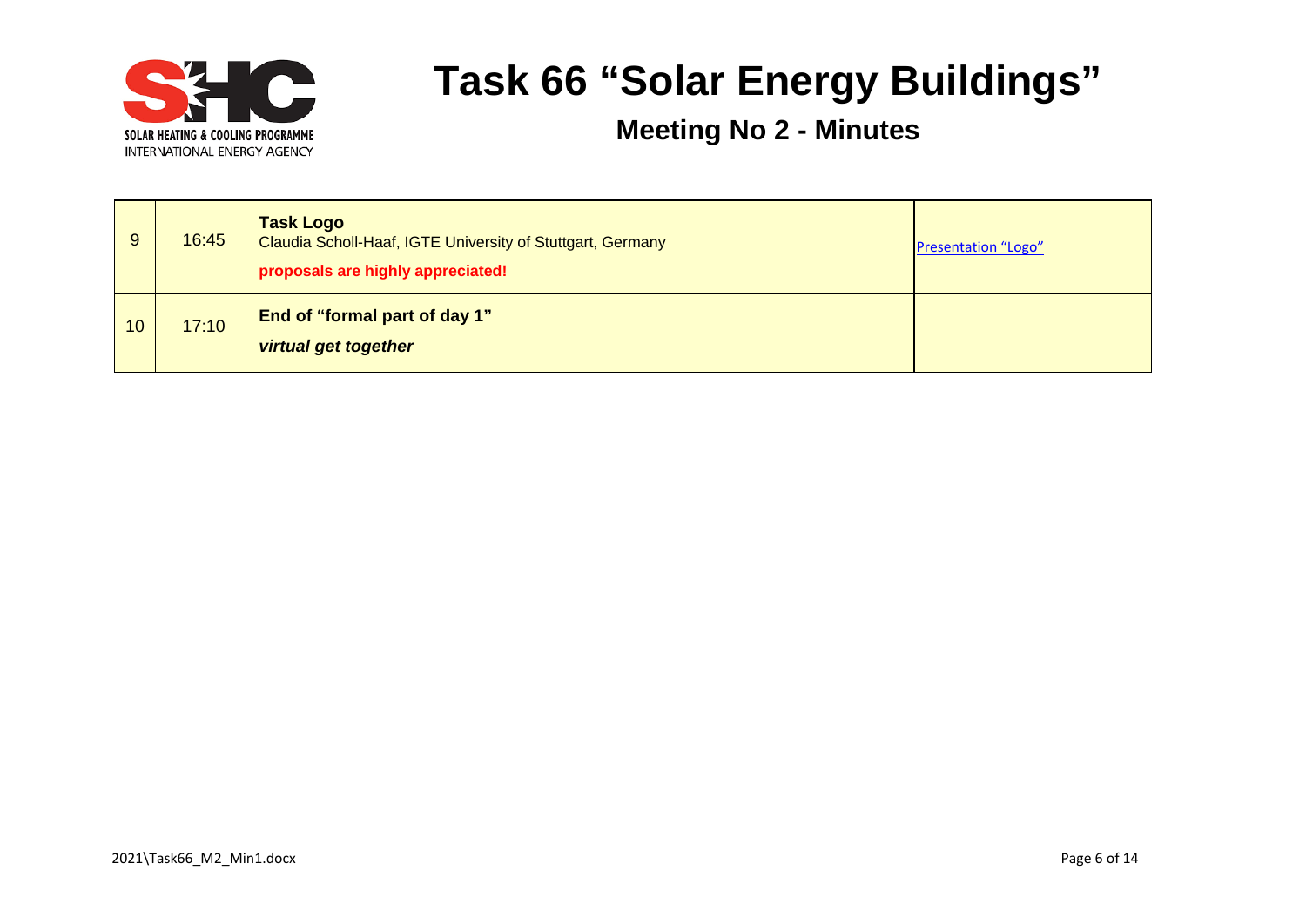# Task 66 "Solar Energy Buildings"

## Meeting No 2 - Minutes

| | | | |
|---|---|---|---|
| 9 | 16:45 | **Task Logo**<br>Claudia Scholl-Haaf, IGTE University of Stuttgart, Germany<br>**proposals are highly appreciated!** | Presentation "Logo" |
| 10 | 17:10 | **End of "formal part of day 1"**<br>***virtual get together*** | |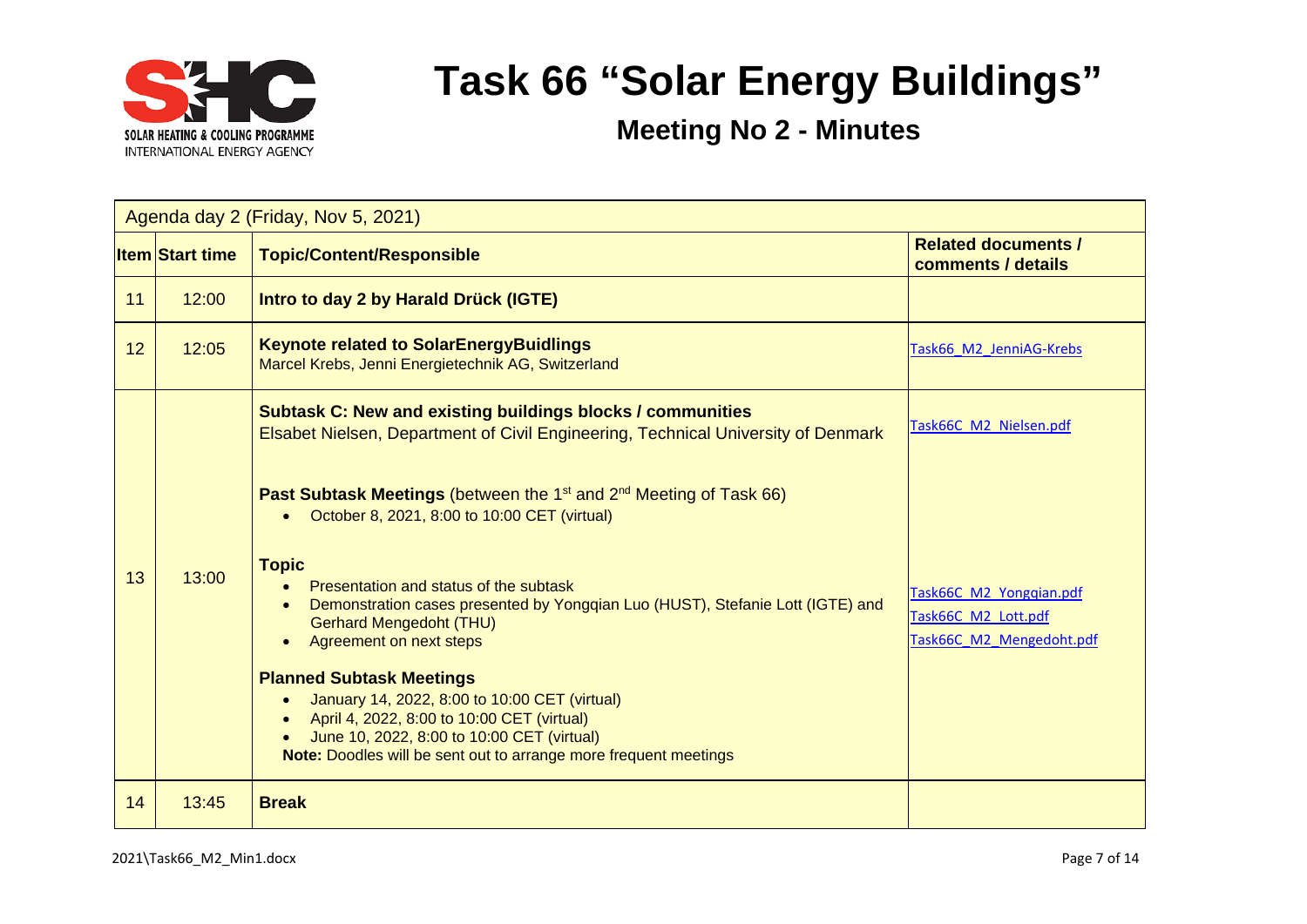# Task 66 "Solar Energy Buildings"

## Meeting No 2 - Minutes

| Agenda day 2 (Friday, Nov 5, 2021) | | | |
|---|---|---|---|
| **Item** | **Start time** | **Topic/Content/Responsible** | **Related documents / comments / details** |
| 11 | 12:00 | **Intro to day 2 by Harald Drück (IGTE)** | |
| 12 | 12:05 | **Keynote related to SolarEnergyBuidlings**<br>Marcel Krebs, Jenni Energietechnik AG, Switzerland | Task66_M2_JenniAG-Krebs |
| 13 | 13:00 | **Subtask C: New and existing buildings blocks / communities**<br>Elsabet Nielsen, Department of Civil Engineering, Technical University of Denmark<br><br>**Past Subtask Meetings** (between the 1st and 2nd Meeting of Task 66)<br>• October 8, 2021, 8:00 to 10:00 CET (virtual)<br><br>**Topic**<br>• Presentation and status of the subtask<br>• Demonstration cases presented by Yongqian Luo (HUST), Stefanie Lott (IGTE) and Gerhard Mengedoht (THU)<br>• Agreement on next steps<br><br>**Planned Subtask Meetings**<br>• January 14, 2022, 8:00 to 10:00 CET (virtual)<br>• April 4, 2022, 8:00 to 10:00 CET (virtual)<br>• June 10, 2022, 8:00 to 10:00 CET (virtual)<br>**Note:** Doodles will be sent out to arrange more frequent meetings | Task66C_M2_Nielsen.pdf<br><br>Task66C_M2_Yongqian.pdf<br>Task66C_M2_Lott.pdf<br>Task66C_M2_Mengedoht.pdf |
| 14 | 13:45 | **Break** | |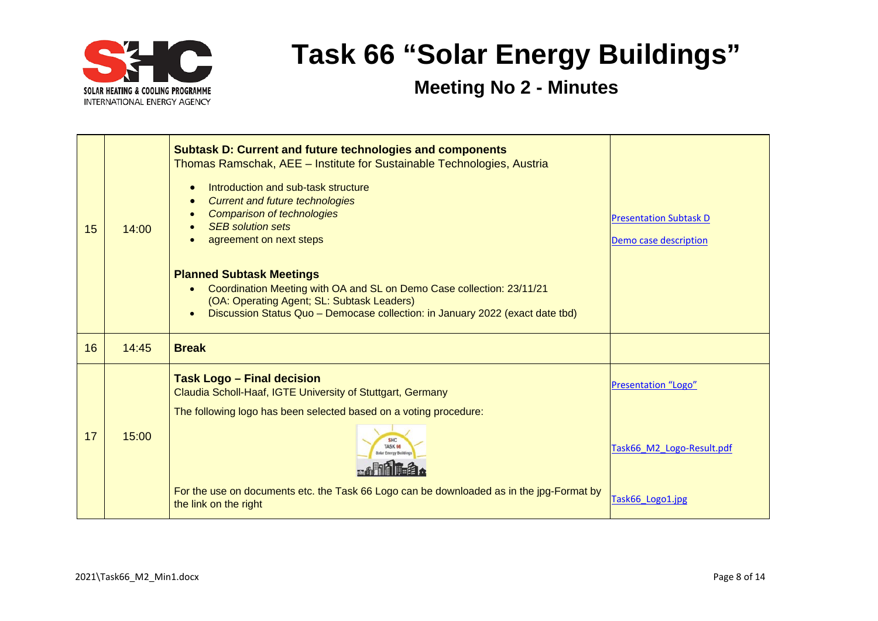# Task 66 "Solar Energy Buildings"

## Meeting No 2 - Minutes

| | | | |
|---|---|---|---|
| 15 | 14:00 | **Subtask D: Current and future technologies and components**<br>Thomas Ramschak, AEE – Institute for Sustainable Technologies, Austria<br>• Introduction and sub-task structure<br>• *Current and future technologies*<br>• *Comparison of technologies*<br>• *SEB solution sets*<br>• agreement on next steps<br><br>**Planned Subtask Meetings**<br>• Coordination Meeting with OA and SL on Demo Case collection: 23/11/21 (OA: Operating Agent; SL: Subtask Leaders)<br>• Discussion Status Quo – Democase collection: in January 2022 (exact date tbd) | Presentation Subtask D<br><br>Demo case description |
| 16 | 14:45 | **Break** | |
| 17 | 15:00 | **Task Logo – Final decision**<br>Claudia Scholl-Haaf, IGTE University of Stuttgart, Germany<br>The following logo has been selected based on a voting procedure:<br>SHC TASK 66 Solar Energy Buildings<br>For the use on documents etc. the Task 66 Logo can be downloaded as in the jpg-Format by the link on the right | Presentation "Logo"<br><br>Task66_M2_Logo-Result.pdf<br><br>Task66_Logo1.jpg |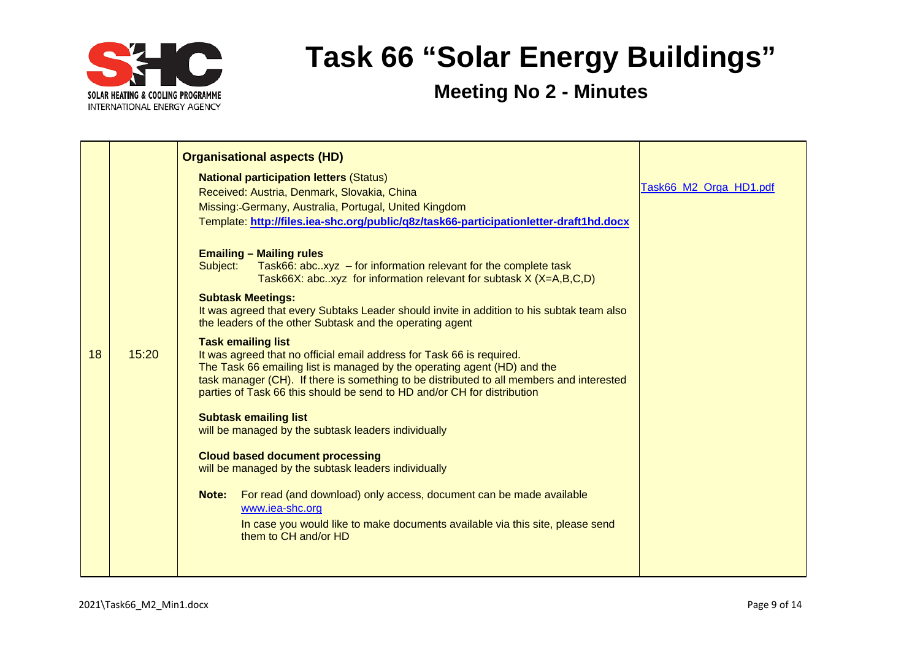# Task 66 "Solar Energy Buildings"

## Meeting No 2 - Minutes

| | | | |
|---|---|---|---|
| 18 | 15:20 | **Organisational aspects (HD)**<br><br>**National participation letters** (Status)<br>Received: Austria, Denmark, Slovakia, China<br>Missing: Germany, Australia, Portugal, United Kingdom<br>Template: **http://files.iea-shc.org/public/q8z/task66-participationletter-draft1hd.docx**<br><br>**Emailing – Mailing rules**<br>Subject: Task66: abc..xyz – for information relevant for the complete task<br>Task66X: abc..xyz for information relevant for subtask X (X=A,B,C,D)<br><br>**Subtask Meetings:**<br>It was agreed that every Subtaks Leader should invite in addition to his subtak team also the leaders of the other Subtask and the operating agent<br><br>**Task emailing list**<br>It was agreed that no official email address for Task 66 is required.<br>The Task 66 emailing list is managed by the operating agent (HD) and the task manager (CH). If there is something to be distributed to all members and interested parties of Task 66 this should be send to HD and/or CH for distribution<br><br>**Subtask emailing list**<br>will be managed by the subtask leaders individually<br><br>**Cloud based document processing**<br>will be managed by the subtask leaders individually<br><br>**Note:** For read (and download) only access, document can be made available www.iea-shc.org<br>In case you would like to make documents available via this site, please send them to CH and/or HD | Task66_M2_Orga_HD1.pdf |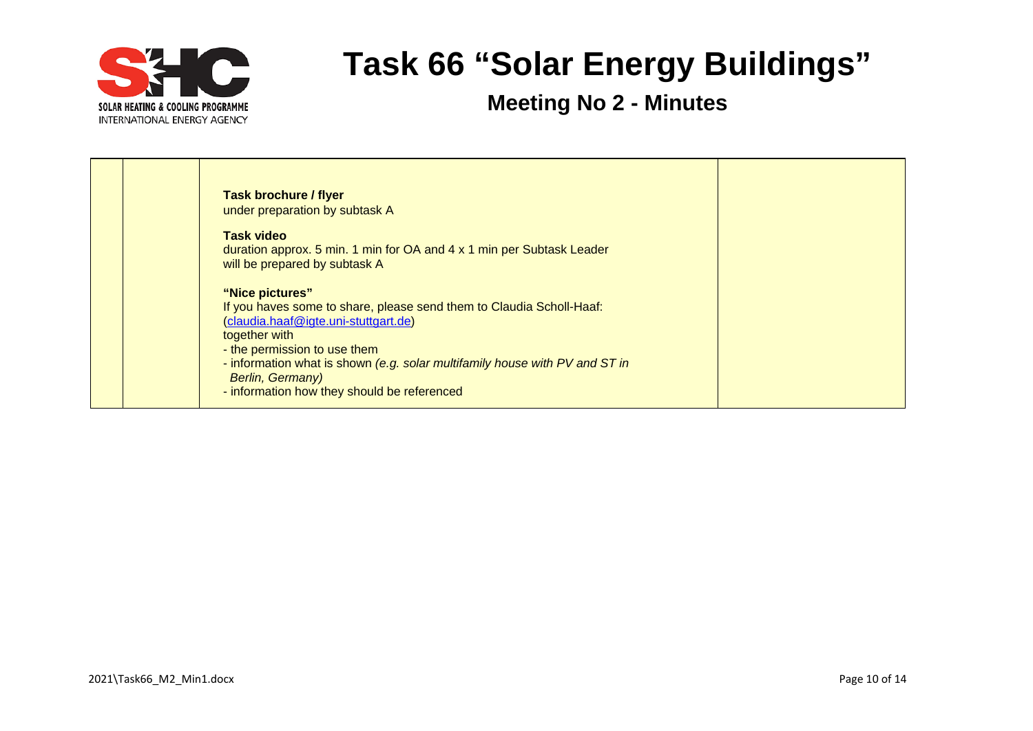| | | **Task brochure / flyer**<br>under preparation by subtask A<br><br>**Task video**<br>duration approx. 5 min. 1 min for OA and 4 x 1 min per Subtask Leader<br>will be prepared by subtask A<br><br>**"Nice pictures"**<br>If you haves some to share, please send them to Claudia Scholl-Haaf:<br>(claudia.haaf@igte.uni-stuttgart.de)<br>together with<br>- the permission to use them<br>- information what is shown *(e.g. solar multifamily house with PV and ST in Berlin, Germany)*<br>- information how they should be referenced | |
|---|---|---|---|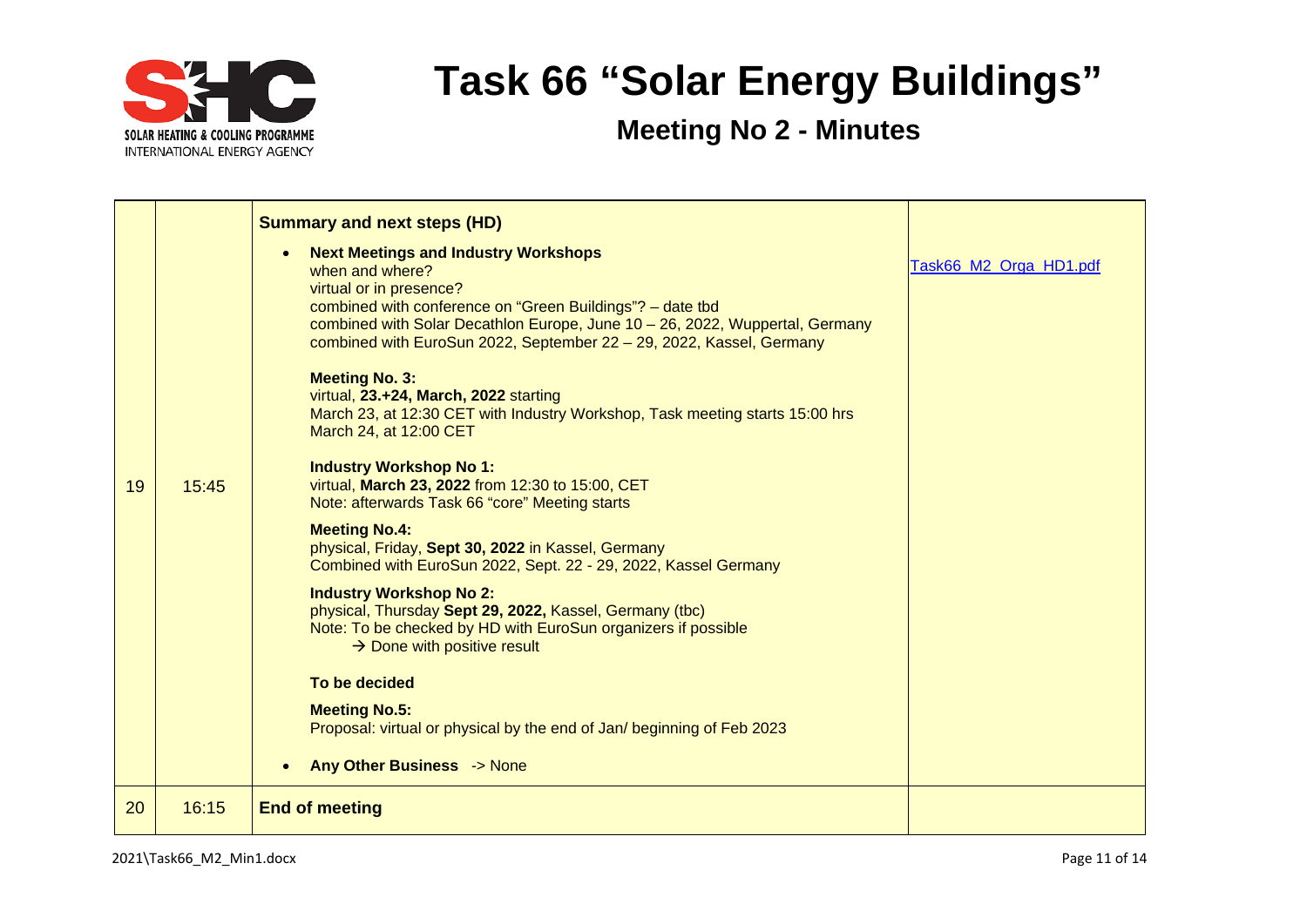# Task 66 “Solar Energy Buildings”

## Meeting No 2 - Minutes

| | | | |
|---|---|---|---|
| 19 | 15:45 | **Summary and next steps (HD)**<br><br>• **Next Meetings and Industry Workshops**<br>when and where?<br>virtual or in presence?<br>combined with conference on “Green Buildings”? – date tbd<br>combined with Solar Decathlon Europe, June 10 – 26, 2022, Wuppertal, Germany<br>combined with EuroSun 2022, September 22 – 29, 2022, Kassel, Germany<br><br>**Meeting No. 3:**<br>virtual, **23.+24, March, 2022** starting<br>March 23, at 12:30 CET with Industry Workshop, Task meeting starts 15:00 hrs<br>March 24, at 12:00 CET<br><br>**Industry Workshop No 1:**<br>virtual, **March 23, 2022** from 12:30 to 15:00, CET<br>Note: afterwards Task 66 “core” Meeting starts<br><br>**Meeting No.4:**<br>physical, Friday, **Sept 30, 2022** in Kassel, Germany<br>Combined with EuroSun 2022, Sept. 22 - 29, 2022, Kassel Germany<br><br>**Industry Workshop No 2:**<br>physical, Thursday **Sept 29, 2022,** Kassel, Germany (tbc)<br>Note: To be checked by HD with EuroSun organizers if possible<br>→ Done with positive result<br><br>**To be decided**<br><br>**Meeting No.5:**<br>Proposal: virtual or physical by the end of Jan/ beginning of Feb 2023<br><br>• **Any Other Business** -> None | Task66_M2_Orga_HD1.pdf |
| 20 | 16:15 | **End of meeting** | |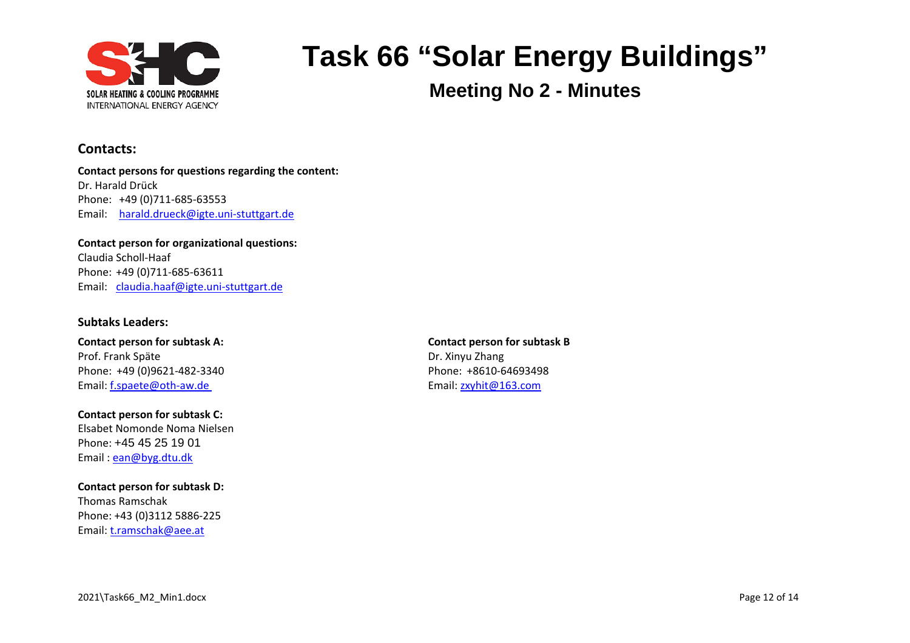# Task 66 “Solar Energy Buildings”

## Meeting No 2 - Minutes

## Contacts:

**Contact persons for questions regarding the content:**
Dr. Harald Drück
Phone: +49 (0)711-685-63553
Email: harald.drueck@igte.uni-stuttgart.de

**Contact person for organizational questions:**
Claudia Scholl-Haaf
Phone: +49 (0)711-685-63611
Email: claudia.haaf@igte.uni-stuttgart.de

### Subtaks Leaders:

**Contact person for subtask A:**
Prof. Frank Späte
Phone: +49 (0)9621-482-3340
Email: f.spaete@oth-aw.de

**Contact person for subtask B**
Dr. Xinyu Zhang
Phone: +8610-64693498
Email: zxyhit@163.com

**Contact person for subtask C:**
Elsabet Nomonde Noma Nielsen
Phone: +45 45 25 19 01
Email : ean@byg.dtu.dk

**Contact person for subtask D:**
Thomas Ramschak
Phone: +43 (0)3112 5886-225
Email: t.ramschak@aee.at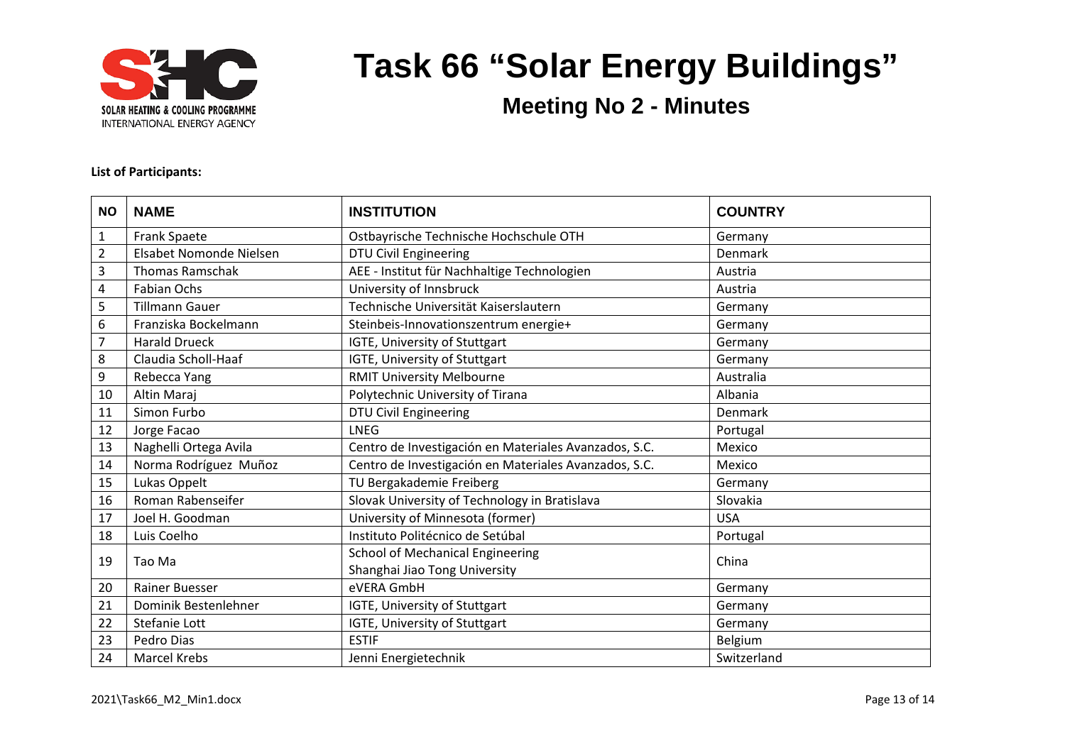# Task 66 "Solar Energy Buildings"

## Meeting No 2 - Minutes

**List of Participants:**

| NO | NAME | INSTITUTION | COUNTRY |
|---|---|---|---|
| 1 | Frank Spaete | Ostbayrische Technische Hochschule OTH | Germany |
| 2 | Elsabet Nomonde Nielsen | DTU Civil Engineering | Denmark |
| 3 | Thomas Ramschak | AEE - Institut für Nachhaltige Technologien | Austria |
| 4 | Fabian Ochs | University of Innsbruck | Austria |
| 5 | Tillmann Gauer | Technische Universität Kaiserslautern | Germany |
| 6 | Franziska Bockelmann | Steinbeis-Innovationszentrum energie+ | Germany |
| 7 | Harald Drueck | IGTE, University of Stuttgart | Germany |
| 8 | Claudia Scholl-Haaf | IGTE, University of Stuttgart | Germany |
| 9 | Rebecca Yang | RMIT University Melbourne | Australia |
| 10 | Altin Maraj | Polytechnic University of Tirana | Albania |
| 11 | Simon Furbo | DTU Civil Engineering | Denmark |
| 12 | Jorge Facao | LNEG | Portugal |
| 13 | Naghelli Ortega Avila | Centro de Investigación en Materiales Avanzados, S.C. | Mexico |
| 14 | Norma Rodríguez Muñoz | Centro de Investigación en Materiales Avanzados, S.C. | Mexico |
| 15 | Lukas Oppelt | TU Bergakademie Freiberg | Germany |
| 16 | Roman Rabenseifer | Slovak University of Technology in Bratislava | Slovakia |
| 17 | Joel H. Goodman | University of Minnesota (former) | USA |
| 18 | Luis Coelho | Instituto Politécnico de Setúbal | Portugal |
| 19 | Tao Ma | School of Mechanical Engineering Shanghai Jiao Tong University | China |
| 20 | Rainer Buesser | eVERA GmbH | Germany |
| 21 | Dominik Bestenlehner | IGTE, University of Stuttgart | Germany |
| 22 | Stefanie Lott | IGTE, University of Stuttgart | Germany |
| 23 | Pedro Dias | ESTIF | Belgium |
| 24 | Marcel Krebs | Jenni Energietechnik | Switzerland |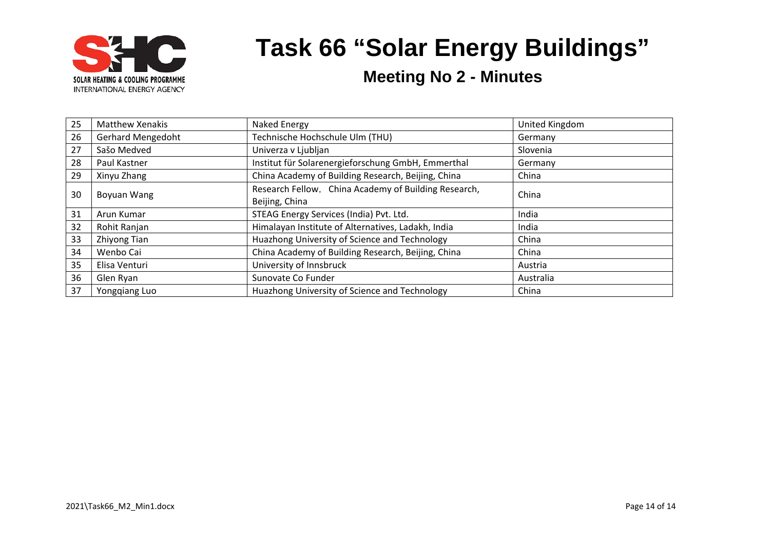| | | | |
|---|---|---|---|
| 25 | Matthew Xenakis | Naked Energy | United Kingdom |
| 26 | Gerhard Mengedoht | Technische Hochschule Ulm (THU) | Germany |
| 27 | Sašo Medved | Univerza v Ljubljan | Slovenia |
| 28 | Paul Kastner | Institut für Solarenergieforschung GmbH, Emmerthal | Germany |
| 29 | Xinyu Zhang | China Academy of Building Research, Beijing, China | China |
| 30 | Boyuan Wang | Research Fellow，China Academy of Building Research, Beijing, China | China |
| 31 | Arun Kumar | STEAG Energy Services (India) Pvt. Ltd. | India |
| 32 | Rohit Ranjan | Himalayan Institute of Alternatives, Ladakh, India | India |
| 33 | Zhiyong Tian | Huazhong University of Science and Technology | China |
| 34 | Wenbo Cai | China Academy of Building Research, Beijing, China | China |
| 35 | Elisa Venturi | University of Innsbruck | Austria |
| 36 | Glen Ryan | Sunovate Co Funder | Australia |
| 37 | Yongqiang Luo | Huazhong University of Science and Technology | China |